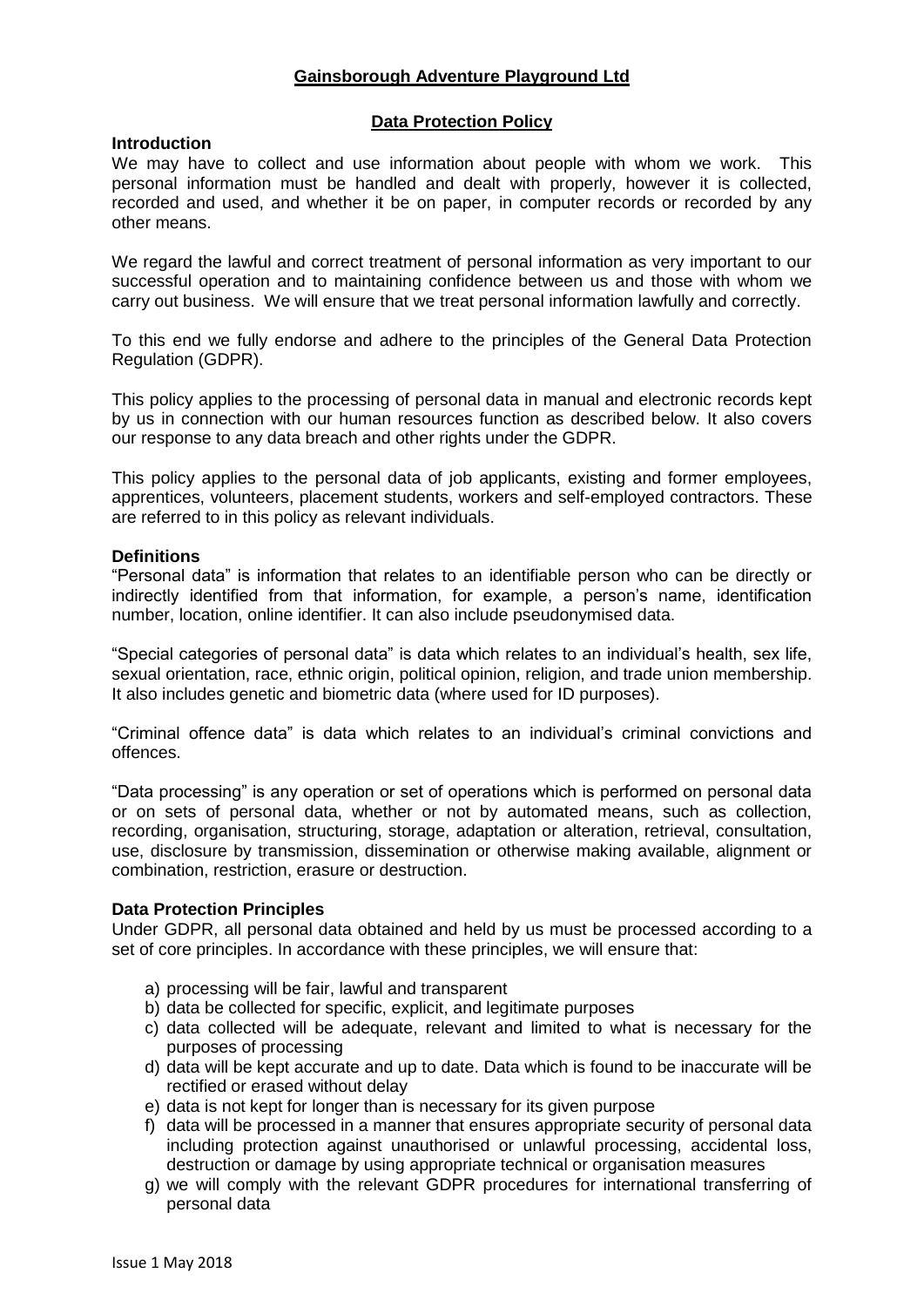# Gainsborough Adventure Playground Ltd

## Data Protection Policy

### Introduction

We may have to collect and use information about people with whom we work. This personal information must be handled and dealt with properly, however it is collected, recorded and used, and whether it be on paper, in computer records or recorded by any other means.

We regard the lawful and correct treatment of personal information as very important to our successful operation and to maintaining confidence between us and those with whom we carry out business. We will ensure that we treat personal information lawfully and correctly.

To this end we fully endorse and adhere to the principles of the General Data Protection Regulation (GDPR).

This policy applies to the processing of personal data in manual and electronic records kept by us in connection with our human resources function as described below. It also covers our response to any data breach and other rights under the GDPR.

This policy applies to the personal data of job applicants, existing and former employees, apprentices, volunteers, placement students, workers and self-employed contractors. These are referred to in this policy as relevant individuals.

### Definitions

"Personal data" is information that relates to an identifiable person who can be directly or indirectly identified from that information, for example, a person's name, identification number, location, online identifier. It can also include pseudonymised data.

"Special categories of personal data" is data which relates to an individual's health, sex life, sexual orientation, race, ethnic origin, political opinion, religion, and trade union membership. It also includes genetic and biometric data (where used for ID purposes).

"Criminal offence data" is data which relates to an individual's criminal convictions and offences.

"Data processing" is any operation or set of operations which is performed on personal data or on sets of personal data, whether or not by automated means, such as collection, recording, organisation, structuring, storage, adaptation or alteration, retrieval, consultation, use, disclosure by transmission, dissemination or otherwise making available, alignment or combination, restriction, erasure or destruction.

### Data Protection Principles

Under GDPR, all personal data obtained and held by us must be processed according to a set of core principles. In accordance with these principles, we will ensure that:

a) processing will be fair, lawful and transparent
b) data be collected for specific, explicit, and legitimate purposes
c) data collected will be adequate, relevant and limited to what is necessary for the purposes of processing
d) data will be kept accurate and up to date. Data which is found to be inaccurate will be rectified or erased without delay
e) data is not kept for longer than is necessary for its given purpose
f) data will be processed in a manner that ensures appropriate security of personal data including protection against unauthorised or unlawful processing, accidental loss, destruction or damage by using appropriate technical or organisation measures
g) we will comply with the relevant GDPR procedures for international transferring of personal data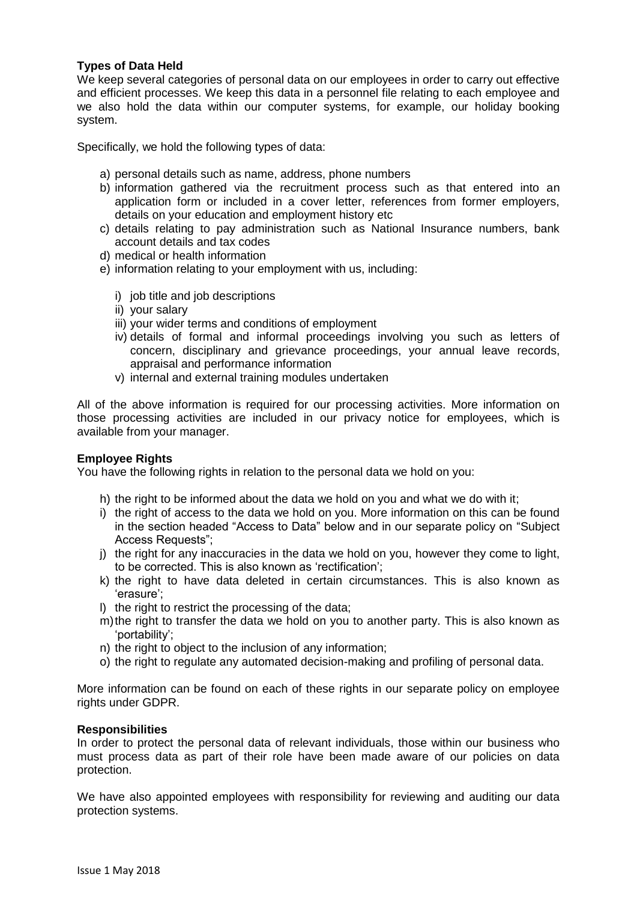**Types of Data Held**

We keep several categories of personal data on our employees in order to carry out effective and efficient processes. We keep this data in a personnel file relating to each employee and we also hold the data within our computer systems, for example, our holiday booking system.

Specifically, we hold the following types of data:

a) personal details such as name, address, phone numbers
b) information gathered via the recruitment process such as that entered into an application form or included in a cover letter, references from former employers, details on your education and employment history etc
c) details relating to pay administration such as National Insurance numbers, bank account details and tax codes
d) medical or health information
e) information relating to your employment with us, including:
    i) job title and job descriptions
    ii) your salary
    iii) your wider terms and conditions of employment
    iv) details of formal and informal proceedings involving you such as letters of concern, disciplinary and grievance proceedings, your annual leave records, appraisal and performance information
    v) internal and external training modules undertaken

All of the above information is required for our processing activities. More information on those processing activities are included in our privacy notice for employees, which is available from your manager.

**Employee Rights**

You have the following rights in relation to the personal data we hold on you:

h) the right to be informed about the data we hold on you and what we do with it;
i) the right of access to the data we hold on you. More information on this can be found in the section headed "Access to Data" below and in our separate policy on "Subject Access Requests";
j) the right for any inaccuracies in the data we hold on you, however they come to light, to be corrected. This is also known as 'rectification';
k) the right to have data deleted in certain circumstances. This is also known as 'erasure';
l) the right to restrict the processing of the data;
m) the right to transfer the data we hold on you to another party. This is also known as 'portability';
n) the right to object to the inclusion of any information;
o) the right to regulate any automated decision-making and profiling of personal data.

More information can be found on each of these rights in our separate policy on employee rights under GDPR.

**Responsibilities**

In order to protect the personal data of relevant individuals, those within our business who must process data as part of their role have been made aware of our policies on data protection.

We have also appointed employees with responsibility for reviewing and auditing our data protection systems.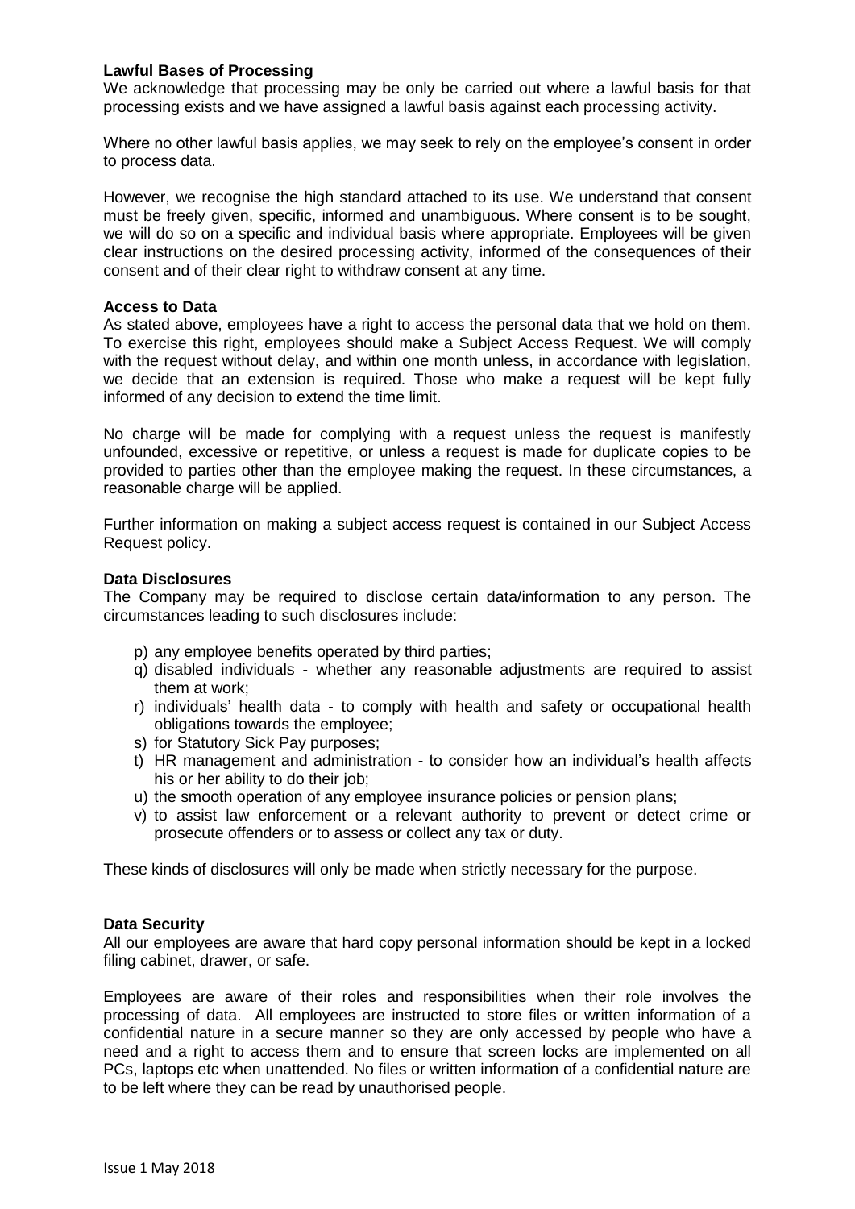**Lawful Bases of Processing**

We acknowledge that processing may be only be carried out where a lawful basis for that processing exists and we have assigned a lawful basis against each processing activity.

Where no other lawful basis applies, we may seek to rely on the employee's consent in order to process data.

However, we recognise the high standard attached to its use. We understand that consent must be freely given, specific, informed and unambiguous. Where consent is to be sought, we will do so on a specific and individual basis where appropriate. Employees will be given clear instructions on the desired processing activity, informed of the consequences of their consent and of their clear right to withdraw consent at any time.

**Access to Data**

As stated above, employees have a right to access the personal data that we hold on them. To exercise this right, employees should make a Subject Access Request. We will comply with the request without delay, and within one month unless, in accordance with legislation, we decide that an extension is required. Those who make a request will be kept fully informed of any decision to extend the time limit.

No charge will be made for complying with a request unless the request is manifestly unfounded, excessive or repetitive, or unless a request is made for duplicate copies to be provided to parties other than the employee making the request. In these circumstances, a reasonable charge will be applied.

Further information on making a subject access request is contained in our Subject Access Request policy.

**Data Disclosures**

The Company may be required to disclose certain data/information to any person. The circumstances leading to such disclosures include:

p) any employee benefits operated by third parties;
q) disabled individuals - whether any reasonable adjustments are required to assist them at work;
r) individuals' health data - to comply with health and safety or occupational health obligations towards the employee;
s) for Statutory Sick Pay purposes;
t) HR management and administration - to consider how an individual's health affects his or her ability to do their job;
u) the smooth operation of any employee insurance policies or pension plans;
v) to assist law enforcement or a relevant authority to prevent or detect crime or prosecute offenders or to assess or collect any tax or duty.

These kinds of disclosures will only be made when strictly necessary for the purpose.

**Data Security**

All our employees are aware that hard copy personal information should be kept in a locked filing cabinet, drawer, or safe.

Employees are aware of their roles and responsibilities when their role involves the processing of data. All employees are instructed to store files or written information of a confidential nature in a secure manner so they are only accessed by people who have a need and a right to access them and to ensure that screen locks are implemented on all PCs, laptops etc when unattended. No files or written information of a confidential nature are to be left where they can be read by unauthorised people.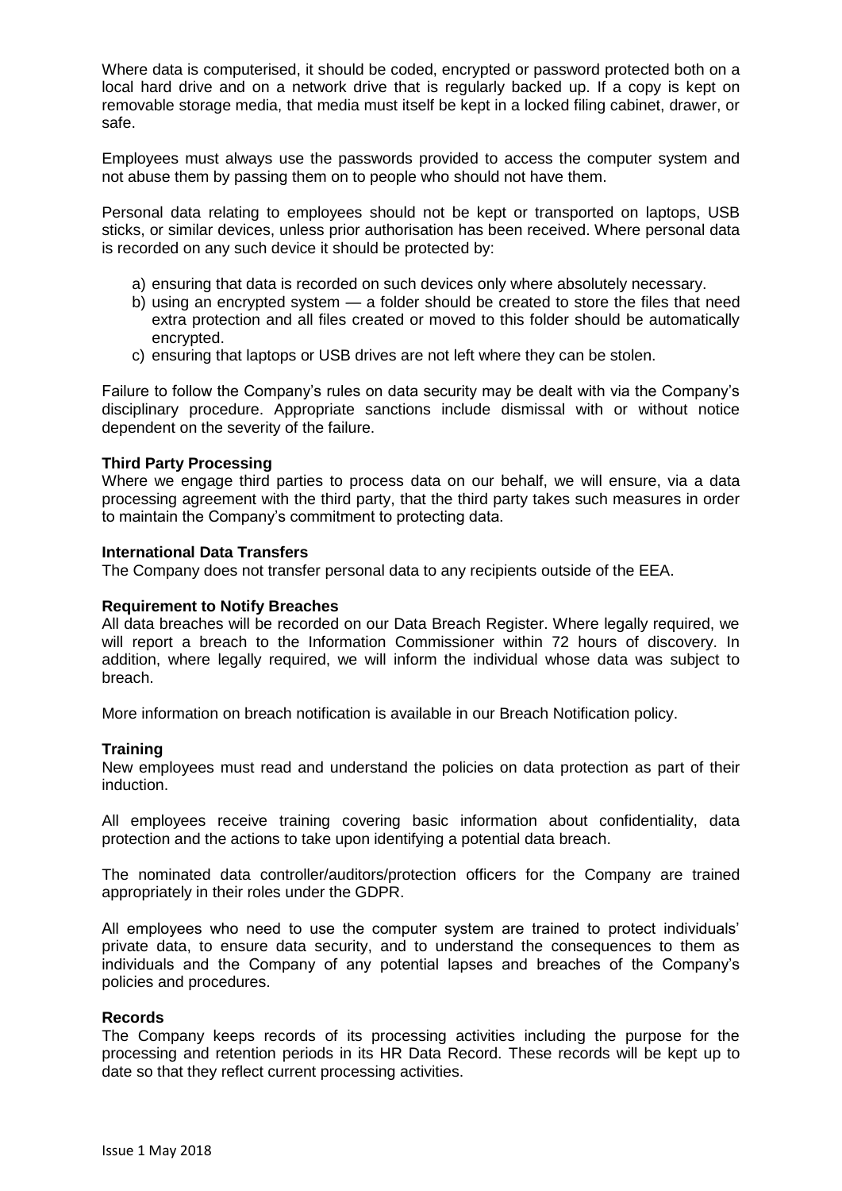Where data is computerised, it should be coded, encrypted or password protected both on a local hard drive and on a network drive that is regularly backed up. If a copy is kept on removable storage media, that media must itself be kept in a locked filing cabinet, drawer, or safe.

Employees must always use the passwords provided to access the computer system and not abuse them by passing them on to people who should not have them.

Personal data relating to employees should not be kept or transported on laptops, USB sticks, or similar devices, unless prior authorisation has been received. Where personal data is recorded on any such device it should be protected by:

a) ensuring that data is recorded on such devices only where absolutely necessary.
b) using an encrypted system — a folder should be created to store the files that need extra protection and all files created or moved to this folder should be automatically encrypted.
c) ensuring that laptops or USB drives are not left where they can be stolen.

Failure to follow the Company's rules on data security may be dealt with via the Company's disciplinary procedure. Appropriate sanctions include dismissal with or without notice dependent on the severity of the failure.

**Third Party Processing**
Where we engage third parties to process data on our behalf, we will ensure, via a data processing agreement with the third party, that the third party takes such measures in order to maintain the Company's commitment to protecting data.

**International Data Transfers**
The Company does not transfer personal data to any recipients outside of the EEA.

**Requirement to Notify Breaches**
All data breaches will be recorded on our Data Breach Register. Where legally required, we will report a breach to the Information Commissioner within 72 hours of discovery. In addition, where legally required, we will inform the individual whose data was subject to breach.

More information on breach notification is available in our Breach Notification policy.

**Training**
New employees must read and understand the policies on data protection as part of their induction.

All employees receive training covering basic information about confidentiality, data protection and the actions to take upon identifying a potential data breach.

The nominated data controller/auditors/protection officers for the Company are trained appropriately in their roles under the GDPR.

All employees who need to use the computer system are trained to protect individuals' private data, to ensure data security, and to understand the consequences to them as individuals and the Company of any potential lapses and breaches of the Company's policies and procedures.

**Records**
The Company keeps records of its processing activities including the purpose for the processing and retention periods in its HR Data Record. These records will be kept up to date so that they reflect current processing activities.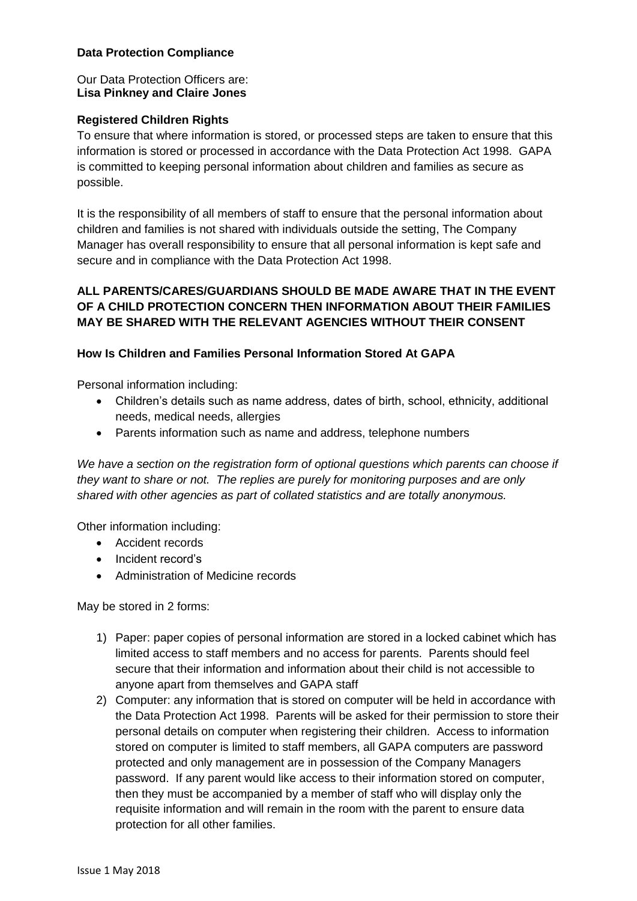**Data Protection Compliance**

Our Data Protection Officers are:
**Lisa Pinkney and Claire Jones**

**Registered Children Rights**

To ensure that where information is stored, or processed steps are taken to ensure that this information is stored or processed in accordance with the Data Protection Act 1998. GAPA is committed to keeping personal information about children and families as secure as possible.

It is the responsibility of all members of staff to ensure that the personal information about children and families is not shared with individuals outside the setting, The Company Manager has overall responsibility to ensure that all personal information is kept safe and secure and in compliance with the Data Protection Act 1998.

**ALL PARENTS/CARES/GUARDIANS SHOULD BE MADE AWARE THAT IN THE EVENT OF A CHILD PROTECTION CONCERN THEN INFORMATION ABOUT THEIR FAMILIES MAY BE SHARED WITH THE RELEVANT AGENCIES WITHOUT THEIR CONSENT**

**How Is Children and Families Personal Information Stored At GAPA**

Personal information including:

- Children's details such as name address, dates of birth, school, ethnicity, additional needs, medical needs, allergies
- Parents information such as name and address, telephone numbers

*We have a section on the registration form of optional questions which parents can choose if they want to share or not. The replies are purely for monitoring purposes and are only shared with other agencies as part of collated statistics and are totally anonymous.*

Other information including:

- Accident records
- Incident record's
- Administration of Medicine records

May be stored in 2 forms:

1) Paper: paper copies of personal information are stored in a locked cabinet which has limited access to staff members and no access for parents. Parents should feel secure that their information and information about their child is not accessible to anyone apart from themselves and GAPA staff
2) Computer: any information that is stored on computer will be held in accordance with the Data Protection Act 1998. Parents will be asked for their permission to store their personal details on computer when registering their children. Access to information stored on computer is limited to staff members, all GAPA computers are password protected and only management are in possession of the Company Managers password. If any parent would like access to their information stored on computer, then they must be accompanied by a member of staff who will display only the requisite information and will remain in the room with the parent to ensure data protection for all other families.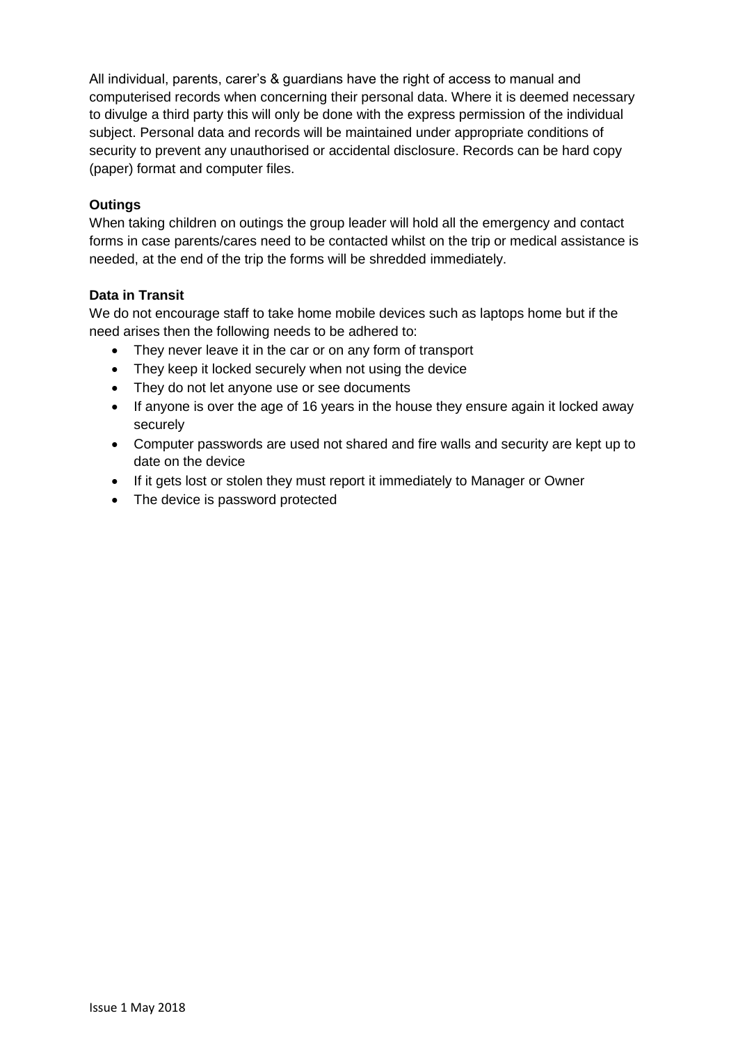All individual, parents, carer's & guardians have the right of access to manual and computerised records when concerning their personal data. Where it is deemed necessary to divulge a third party this will only be done with the express permission of the individual subject. Personal data and records will be maintained under appropriate conditions of security to prevent any unauthorised or accidental disclosure. Records can be hard copy (paper) format and computer files.

**Outings**

When taking children on outings the group leader will hold all the emergency and contact forms in case parents/cares need to be contacted whilst on the trip or medical assistance is needed, at the end of the trip the forms will be shredded immediately.

**Data in Transit**

We do not encourage staff to take home mobile devices such as laptops home but if the need arises then the following needs to be adhered to:

- They never leave it in the car or on any form of transport
- They keep it locked securely when not using the device
- They do not let anyone use or see documents
- If anyone is over the age of 16 years in the house they ensure again it locked away securely
- Computer passwords are used not shared and fire walls and security are kept up to date on the device
- If it gets lost or stolen they must report it immediately to Manager or Owner
- The device is password protected